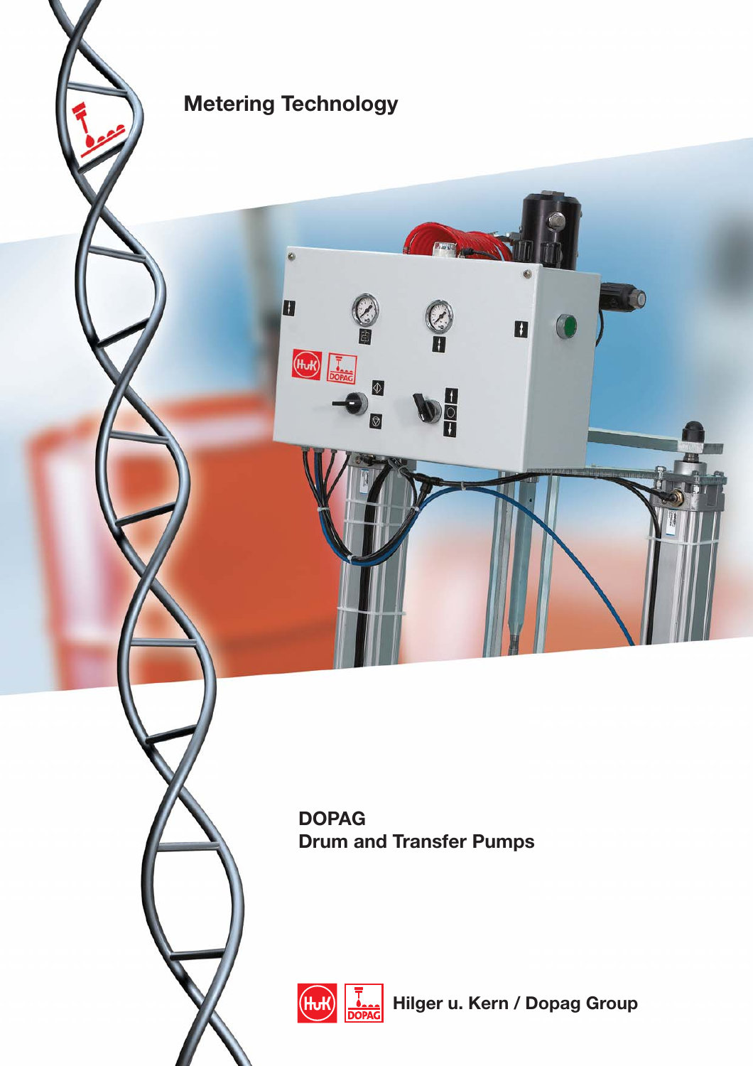Metering Technology

# DOPAG
## Drum and Transfer Pumps

Hilger u. Kern / Dopag Group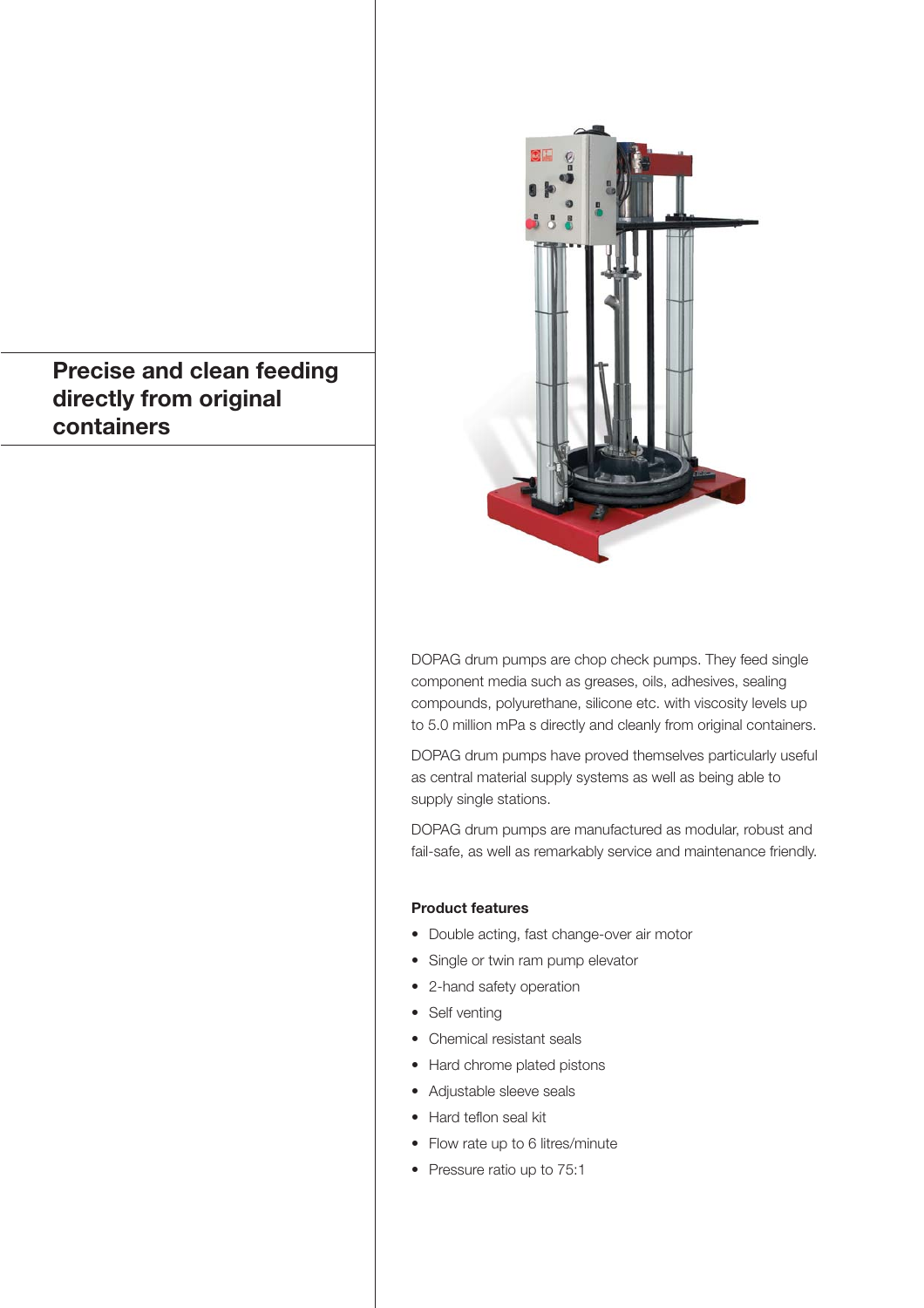## Precise and clean feeding directly from original containers

DOPAG drum pumps are chop check pumps. They feed single component media such as greases, oils, adhesives, sealing compounds, polyurethane, silicone etc. with viscosity levels up to 5.0 million mPa s directly and cleanly from original containers.

DOPAG drum pumps have proved themselves particularly useful as central material supply systems as well as being able to supply single stations.

DOPAG drum pumps are manufactured as modular, robust and fail-safe, as well as remarkably service and maintenance friendly.

**Product features**

- Double acting, fast change-over air motor
- Single or twin ram pump elevator
- 2-hand safety operation
- Self venting
- Chemical resistant seals
- Hard chrome plated pistons
- Adjustable sleeve seals
- Hard teflon seal kit
- Flow rate up to 6 litres/minute
- Pressure ratio up to 75:1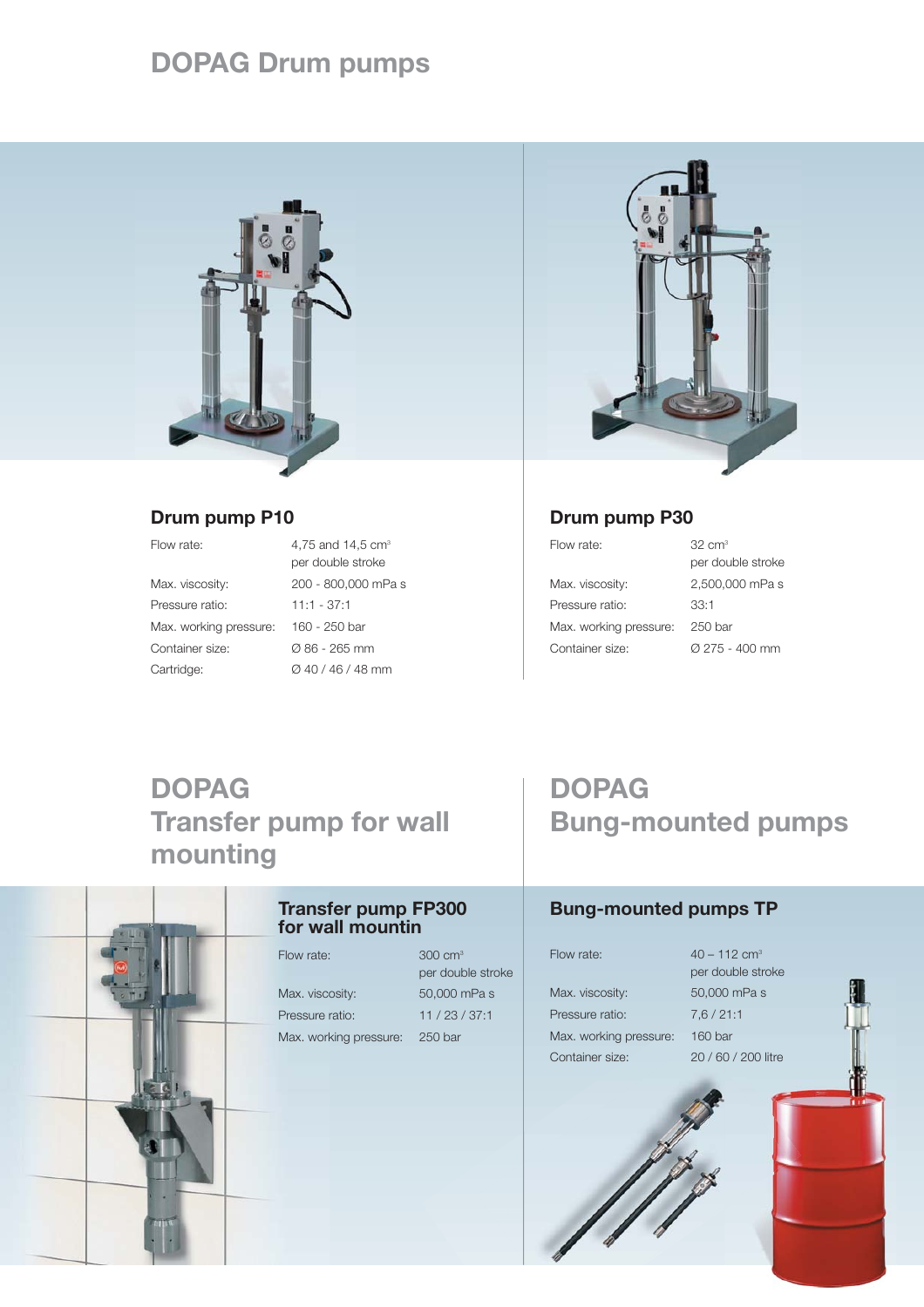# DOPAG Drum pumps

## Drum pump P10

| | |
|---|---|
| Flow rate: | 4,75 and 14,5 cm³ per double stroke |
| Max. viscosity: | 200 - 800,000 mPa s |
| Pressure ratio: | 11:1 - 37:1 |
| Max. working pressure: | 160 - 250 bar |
| Container size: | Ø 86 - 265 mm |
| Cartridge: | Ø 40 / 46 / 48 mm |

## Drum pump P30

| | |
|---|---|
| Flow rate: | 32 cm³ per double stroke |
| Max. viscosity: | 2,500,000 mPa s |
| Pressure ratio: | 33:1 |
| Max. working pressure: | 250 bar |
| Container size: | Ø 275 - 400 mm |

# DOPAG Transfer pump for wall mounting

## Transfer pump FP300 for wall mountin

| | |
|---|---|
| Flow rate: | 300 cm³ per double stroke |
| Max. viscosity: | 50,000 mPa s |
| Pressure ratio: | 11 / 23 / 37:1 |
| Max. working pressure: | 250 bar |

# DOPAG Bung-mounted pumps

## Bung-mounted pumps TP

| | |
|---|---|
| Flow rate: | 40 – 112 cm³ per double stroke |
| Max. viscosity: | 50,000 mPa s |
| Pressure ratio: | 7,6 / 21:1 |
| Max. working pressure: | 160 bar |
| Container size: | 20 / 60 / 200 litre |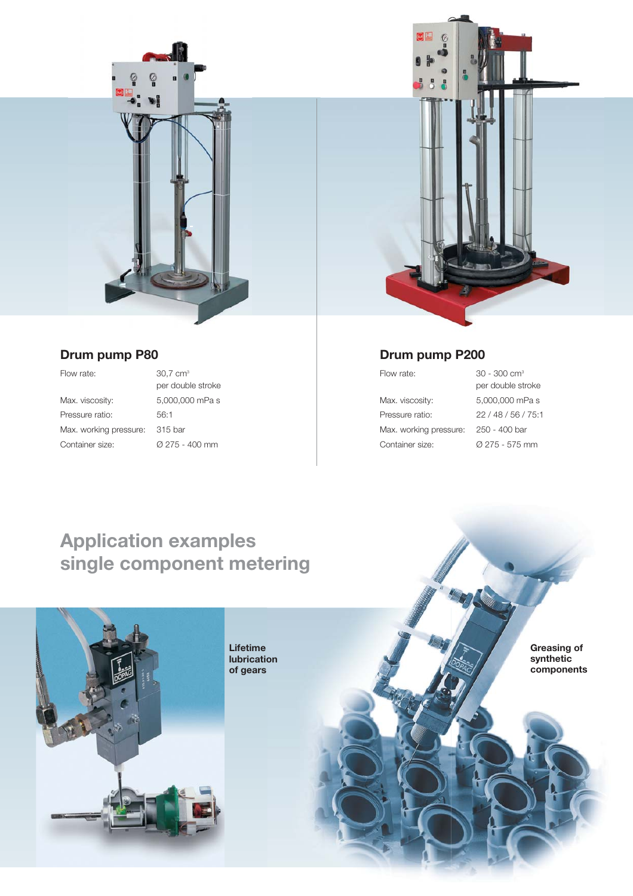## Drum pump P80

| | |
|---|---|
| Flow rate: | 30,7 $cm^3$ per double stroke |
| Max. viscosity: | 5,000,000 mPa s |
| Pressure ratio: | 56:1 |
| Max. working pressure: | 315 bar |
| Container size: | Ø 275 - 400 mm |

## Drum pump P200

| | |
|---|---|
| Flow rate: | 30 - 300 $cm^3$ per double stroke |
| Max. viscosity: | 5,000,000 mPa s |
| Pressure ratio: | 22 / 48 / 56 / 75:1 |
| Max. working pressure: | 250 - 400 bar |
| Container size: | Ø 275 - 575 mm |

# Application examples single component metering

**Lifetime lubrication of gears**

**Greasing of synthetic components**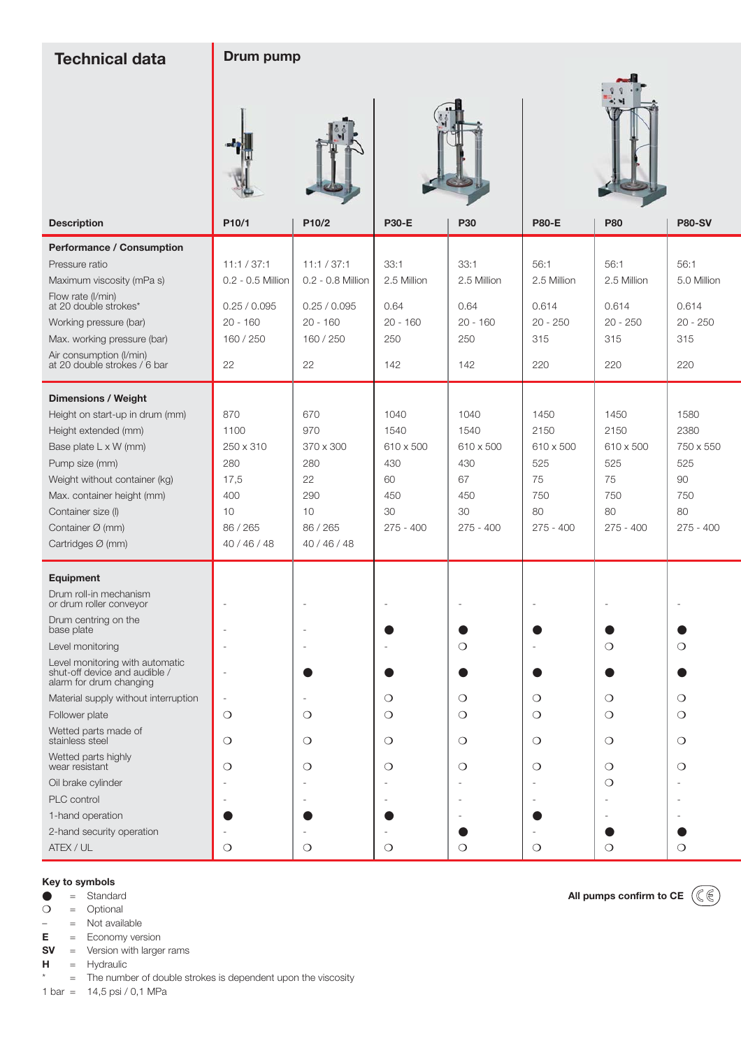# Technical data

## Drum pump

| Description | P10/1 | P10/2 | P30-E | P30 | P80-E | P80 | P80-SV |
|---|---|---|---|---|---|---|---|
| **Performance / Consumption** | | | | | | | |
| Pressure ratio | 11:1 / 37:1 | 11:1 / 37:1 | 33:1 | 33:1 | 56:1 | 56:1 | 56:1 |
| Maximum viscosity (mPa s) | 0.2 - 0.5 Million | 0.2 - 0.8 Million | 2.5 Million | 2.5 Million | 2.5 Million | 2.5 Million | 5.0 Million |
| Flow rate (l/min) at 20 double strokes* | 0.25 / 0.095 | 0.25 / 0.095 | 0.64 | 0.64 | 0.614 | 0.614 | 0.614 |
| Working pressure (bar) | 20 - 160 | 20 - 160 | 20 - 160 | 20 - 160 | 20 - 250 | 20 - 250 | 20 - 250 |
| Max. working pressure (bar) | 160 / 250 | 160 / 250 | 250 | 250 | 315 | 315 | 315 |
| Air consumption (l/min) at 20 double strokes / 6 bar | 22 | 22 | 142 | 142 | 220 | 220 | 220 |
| **Dimensions / Weight** | | | | | | | |
| Height on start-up in drum (mm) | 870 | 670 | 1040 | 1040 | 1450 | 1450 | 1580 |
| Height extended (mm) | 1100 | 970 | 1540 | 1540 | 2150 | 2150 | 2380 |
| Base plate L x W (mm) | 250 x 310 | 370 x 300 | 610 x 500 | 610 x 500 | 610 x 500 | 610 x 500 | 750 x 550 |
| Pump size (mm) | 280 | 280 | 430 | 430 | 525 | 525 | 525 |
| Weight without container (kg) | 17,5 | 22 | 60 | 67 | 75 | 75 | 90 |
| Max. container height (mm) | 400 | 290 | 450 | 450 | 750 | 750 | 750 |
| Container size (l) | 10 | 10 | 30 | 30 | 80 | 80 | 80 |
| Container Ø (mm) | 86 / 265 | 86 / 265 | 275 - 400 | 275 - 400 | 275 - 400 | 275 - 400 | 275 - 400 |
| Cartridges Ø (mm) | 40 / 46 / 48 | 40 / 46 / 48 | | | | | |
| **Equipment** | | | | | | | |
| Drum roll-in mechanism or drum roller conveyor | - | - | - | - | - | - | - |
| Drum centring on the base plate | - | - | ● | ● | ● | ● | ● |
| Level monitoring | - | - | - | ❍ | - | ❍ | ❍ |
| Level monitoring with automatic shut-off device and audible / alarm for drum changing | - | ● | ● | ● | ● | ● | ● |
| Material supply without interruption | - | - | ❍ | ❍ | ❍ | ❍ | ❍ |
| Follower plate | ❍ | ❍ | ❍ | ❍ | ❍ | ❍ | ❍ |
| Wetted parts made of stainless steel | ❍ | ❍ | ❍ | ❍ | ❍ | ❍ | ❍ |
| Wetted parts highly wear resistant | ❍ | ❍ | ❍ | ❍ | ❍ | ❍ | ❍ |
| Oil brake cylinder | - | - | - | - | - | ❍ | - |
| PLC control | - | - | - | - | - | - | - |
| 1-hand operation | ● | ● | ● | - | ● | - | - |
| 2-hand security operation | - | - | - | ● | - | ● | ● |
| ATEX / UL | ❍ | ❍ | ❍ | ❍ | ❍ | ❍ | ❍ |

**Key to symbols**

● = Standard
❍ = Optional
– = Not available
**E** = Economy version
**SV** = Version with larger rams
**H** = Hydraulic
* = The number of double strokes is dependent upon the viscosity
1 bar = 14,5 psi / 0,1 MPa

**All pumps confirm to CE** CE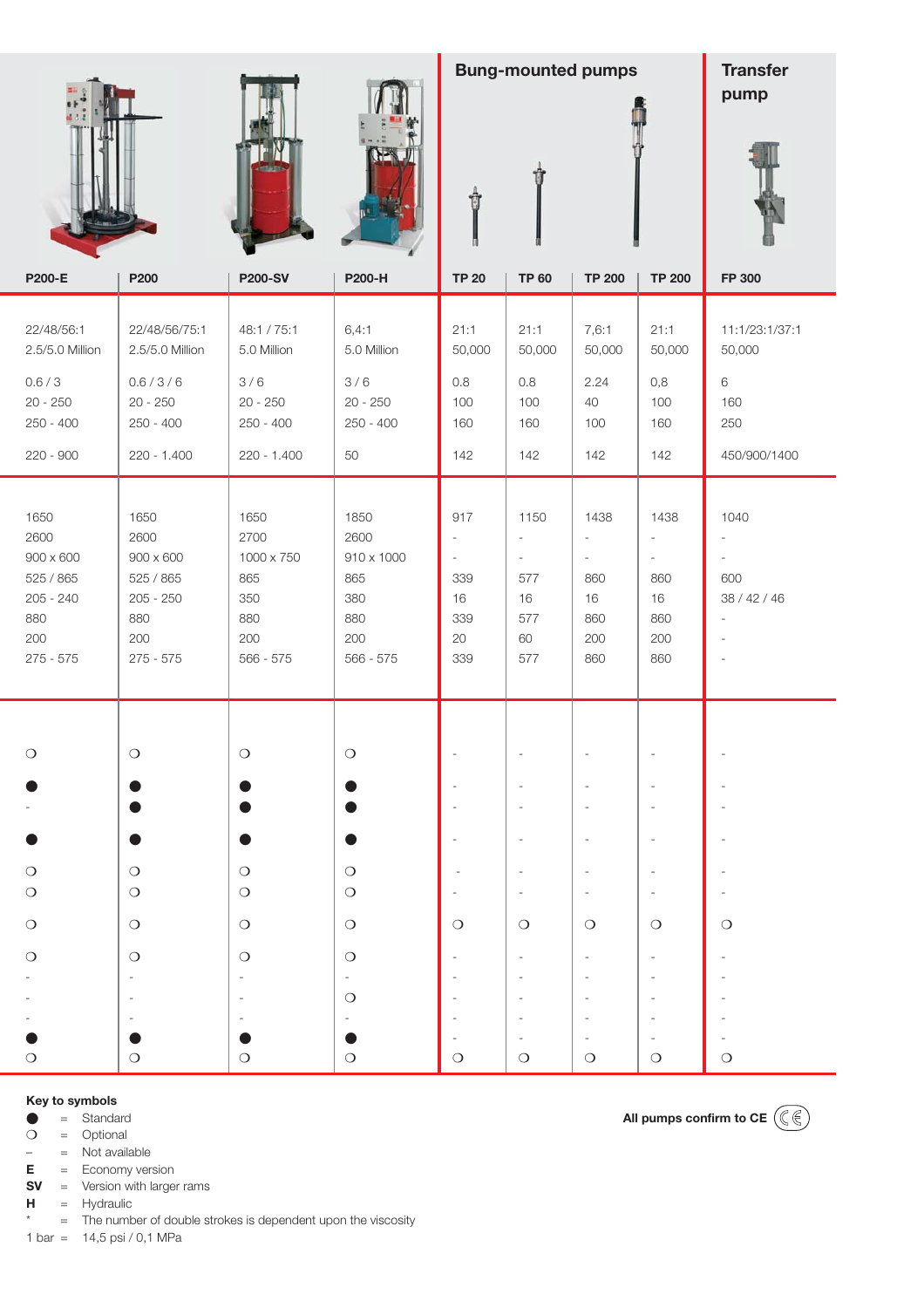| | | | | Bung-mounted pumps | | | | Transfer pump |
|---|---|---|---|---|---|---|---|---|
| P200-E | P200 | P200-SV | P200-H | TP 20 | TP 60 | TP 200 | TP 200 | FP 300 |
| 22/48/56:1 | 22/48/56/75:1 | 48:1 / 75:1 | 6,4:1 | 21:1 | 21:1 | 7,6:1 | 21:1 | 11:1/23:1/37:1 |
| 2.5/5.0 Million | 2.5/5.0 Million | 5.0 Million | 5.0 Million | 50,000 | 50,000 | 50,000 | 50,000 | 50,000 |
| 0.6 / 3 | 0.6 / 3 / 6 | 3 / 6 | 3 / 6 | 0.8 | 0.8 | 2.24 | 0,8 | 6 |
| 20 - 250 | 20 - 250 | 20 - 250 | 20 - 250 | 100 | 100 | 40 | 100 | 160 |
| 250 - 400 | 250 - 400 | 250 - 400 | 250 - 400 | 160 | 160 | 100 | 160 | 250 |
| 220 - 900 | 220 - 1.400 | 220 - 1.400 | 50 | 142 | 142 | 142 | 142 | 450/900/1400 |
| 1650 | 1650 | 1650 | 1850 | 917 | 1150 | 1438 | 1438 | 1040 |
| 2600 | 2600 | 2700 | 2600 | - | - | - | - | - |
| 900 x 600 | 900 x 600 | 1000 x 750 | 910 x 1000 | - | - | - | - | - |
| 525 / 865 | 525 / 865 | 865 | 865 | 339 | 577 | 860 | 860 | 600 |
| 205 - 240 | 205 - 250 | 350 | 380 | 16 | 16 | 16 | 16 | 38 / 42 / 46 |
| 880 | 880 | 880 | 880 | 339 | 577 | 860 | 860 | - |
| 200 | 200 | 200 | 200 | 20 | 60 | 200 | 200 | - |
| 275 - 575 | 275 - 575 | 566 - 575 | 566 - 575 | 339 | 577 | 860 | 860 | - |
| ❍ | ❍ | ❍ | ❍ | - | - | - | - | - |
| ● | ● | ● | ● | - | - | - | - | - |
| - | ● | ● | ● | - | - | - | - | - |
| ● | ● | ● | ● | - | - | - | - | - |
| ❍ | ❍ | ❍ | ❍ | - | - | - | - | - |
| ❍ | ❍ | ❍ | ❍ | - | - | - | - | - |
| ❍ | ❍ | ❍ | ❍ | ❍ | ❍ | ❍ | ❍ | ❍ |
| ❍ | ❍ | ❍ | ❍ | - | - | - | - | - |
| - | - | - | - | - | - | - | - | - |
| - | - | - | ❍ | - | - | - | - | - |
| - | - | - | - | - | - | - | - | - |
| ● | ● | ● | ● | - | - | - | - | - |
| ❍ | ❍ | ❍ | ❍ | ❍ | ❍ | ❍ | ❍ | ❍ |

**Key to symbols**

● = Standard
❍ = Optional
– = Not available
**E** = Economy version
**SV** = Version with larger rams
**H** = Hydraulic
* = The number of double strokes is dependent upon the viscosity
1 bar = 14,5 psi / 0,1 MPa

**All pumps confirm to CE**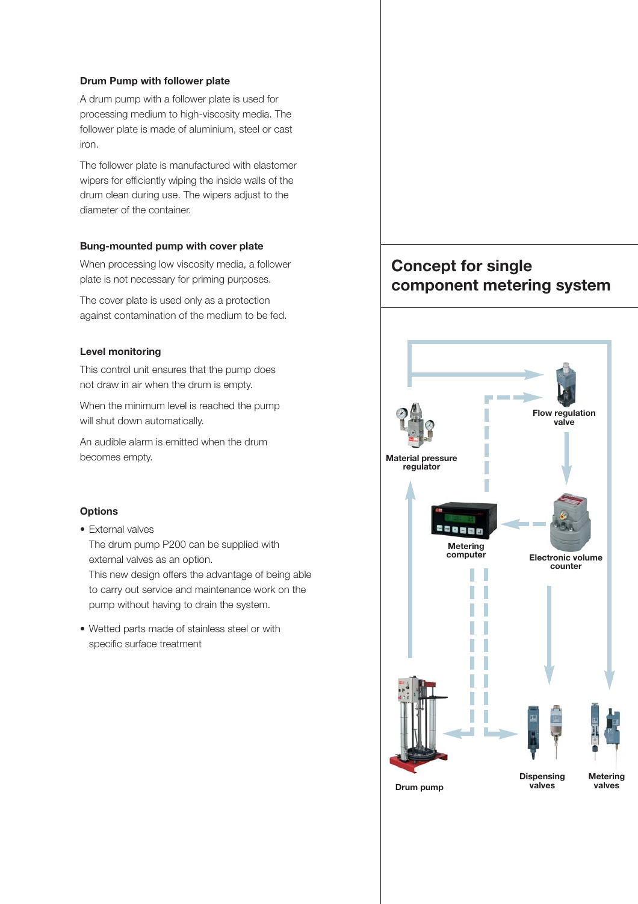### Drum Pump with follower plate

A drum pump with a follower plate is used for processing medium to high-viscosity media. The follower plate is made of aluminium, steel or cast iron.

The follower plate is manufactured with elastomer wipers for efficiently wiping the inside walls of the drum clean during use. The wipers adjust to the diameter of the container.

### Bung-mounted pump with cover plate

When processing low viscosity media, a follower plate is not necessary for priming purposes.

The cover plate is used only as a protection against contamination of the medium to be fed.

### Level monitoring

This control unit ensures that the pump does not draw in air when the drum is empty.

When the minimum level is reached the pump will shut down automatically.

An audible alarm is emitted when the drum becomes empty.

### Options

- External valves
  The drum pump P200 can be supplied with external valves as an option.
  This new design offers the advantage of being able to carry out service and maintenance work on the pump without having to drain the system.
- Wetted parts made of stainless steel or with specific surface treatment

## Concept for single component metering system

Flow regulation valve

Material pressure regulator

Metering computer

Electronic volume counter

Drum pump

Dispensing valves

Metering valves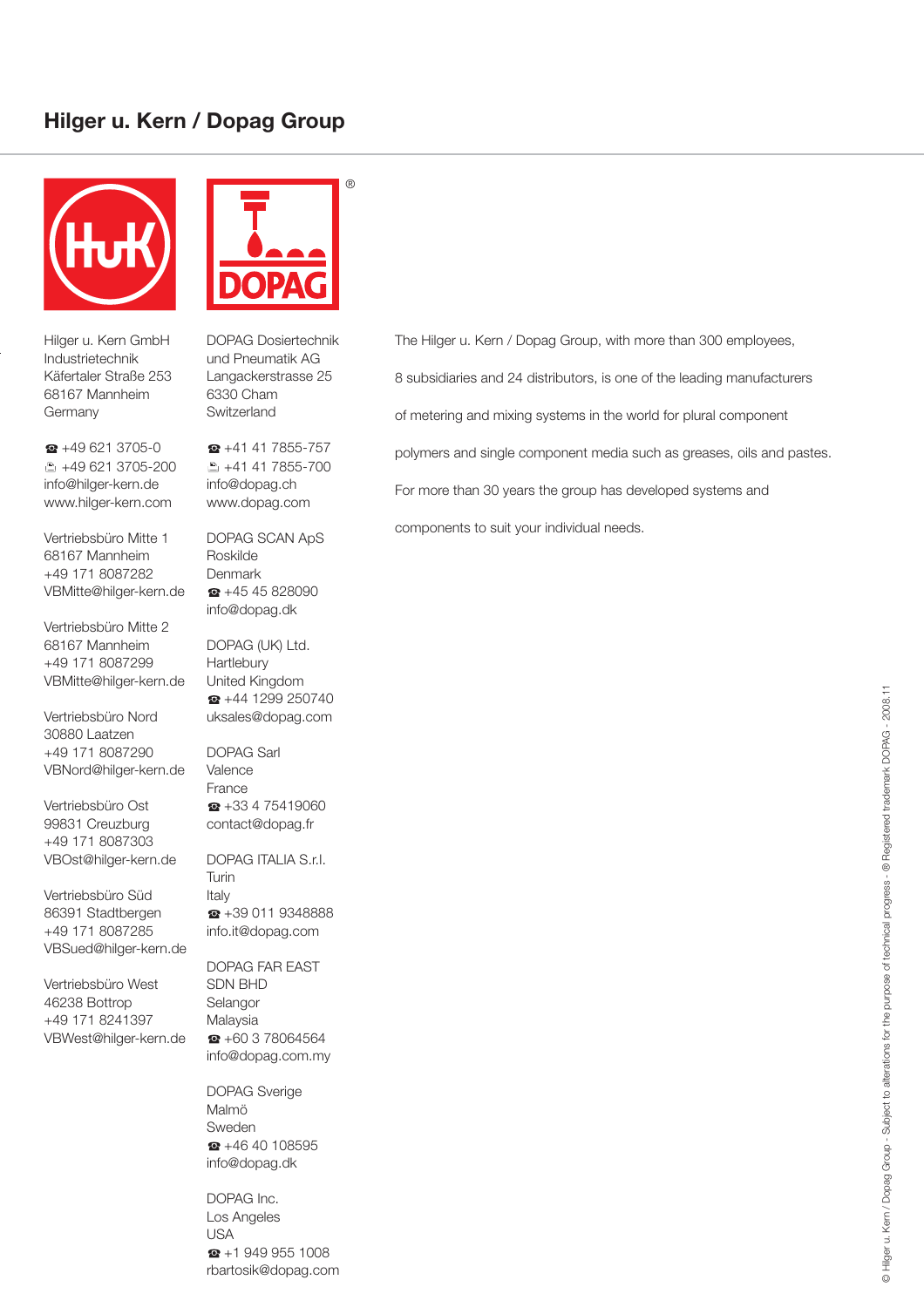## Hilger u. Kern / Dopag Group

Hilger u. Kern GmbH
Industrietechnik
Käfertaler Straße 253
68167 Mannheim
Germany

☎ +49 621 3705-0
℻ +49 621 3705-200
info@hilger-kern.de
www.hilger-kern.com

Vertriebsbüro Mitte 1
68167 Mannheim
+49 171 8087282
VBMitte@hilger-kern.de

Vertriebsbüro Mitte 2
68167 Mannheim
+49 171 8087299
VBMitte@hilger-kern.de

Vertriebsbüro Nord
30880 Laatzen
+49 171 8087290
VBNord@hilger-kern.de

Vertriebsbüro Ost
99831 Creuzburg
+49 171 8087303
VBOst@hilger-kern.de

Vertriebsbüro Süd
86391 Stadtbergen
+49 171 8087285
VBSued@hilger-kern.de

Vertriebsbüro West
46238 Bottrop
+49 171 8241397
VBWest@hilger-kern.de

DOPAG Dosiertechnik
und Pneumatik AG
Langackerstrasse 25
6330 Cham
Switzerland

☎ +41 41 7855-757
℻ +41 41 7855-700
info@dopag.ch
www.dopag.com

DOPAG SCAN ApS
Roskilde
Denmark
☎ +45 45 828090
info@dopag.dk

DOPAG (UK) Ltd.
Hartlebury
United Kingdom
☎ +44 1299 250740
uksales@dopag.com

DOPAG Sarl
Valence
France
☎ +33 4 75419060
contact@dopag.fr

DOPAG ITALIA S.r.l.
Turin
Italy
☎ +39 011 9348888
info.it@dopag.com

DOPAG FAR EAST
SDN BHD
Selangor
Malaysia
☎ +60 3 78064564
info@dopag.com.my

DOPAG Sverige
Malmö
Sweden
☎ +46 40 108595
info@dopag.dk

DOPAG Inc.
Los Angeles
USA
☎ +1 949 955 1008
rbartosik@dopag.com

The Hilger u. Kern / Dopag Group, with more than 300 employees, 8 subsidiaries and 24 distributors, is one of the leading manufacturers of metering and mixing systems in the world for plural component polymers and single component media such as greases, oils and pastes. For more than 30 years the group has developed systems and components to suit your individual needs.

© Hilger u. Kern / Dopag Group - Subject to alterations for the purpose of technical progress - ® Registered trademark DOPAG - 2008.11